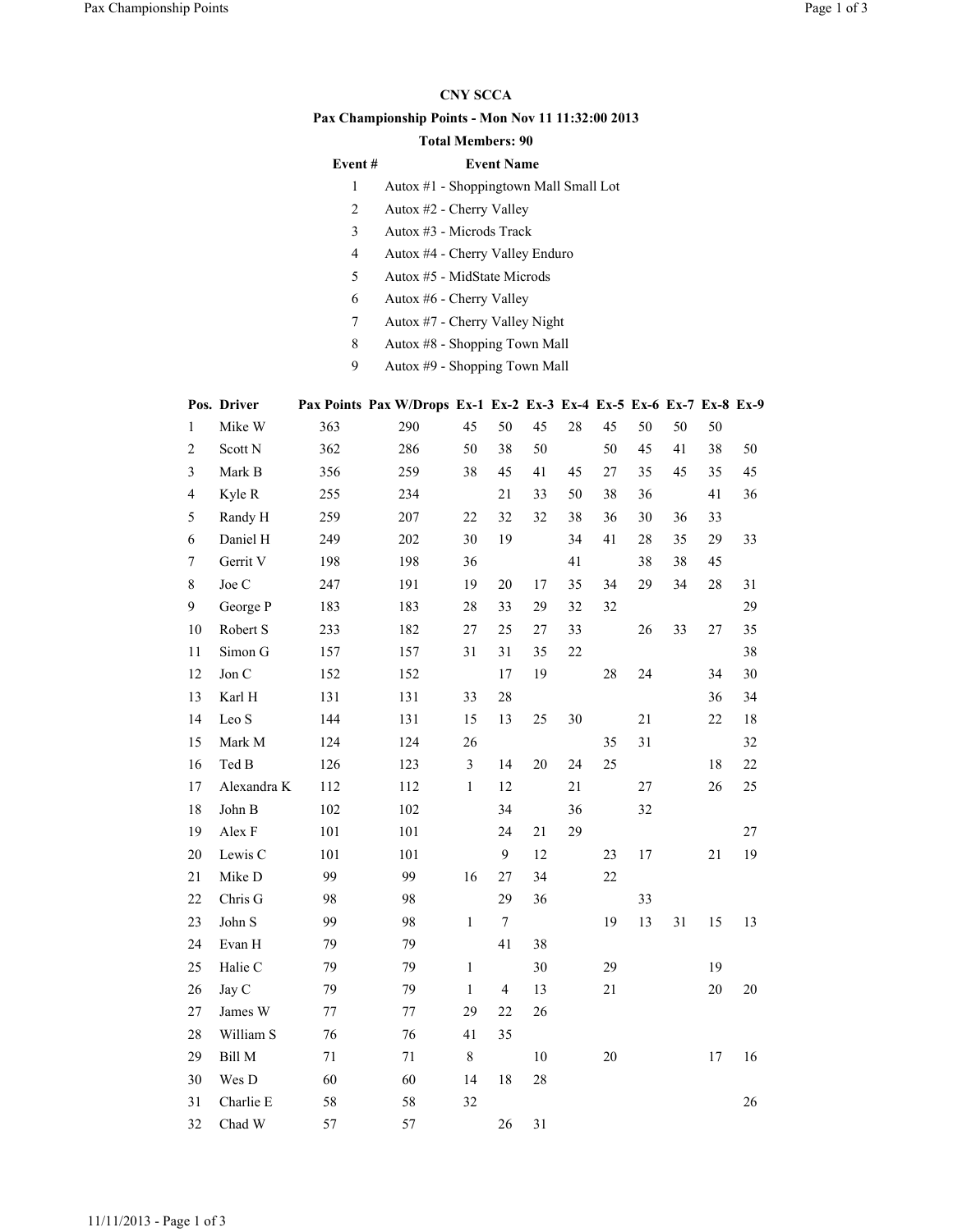**CNY SCCA**

**Pax Championship Points - Mon Nov 11 11:32:00 2013**

**Total Members: 90**

| Event # | Event Name |
|---|---|
| 1 | Autox #1 - Shoppingtown Mall Small Lot |
| 2 | Autox #2 - Cherry Valley |
| 3 | Autox #3 - Microds Track |
| 4 | Autox #4 - Cherry Valley Enduro |
| 5 | Autox #5 - MidState Microds |
| 6 | Autox #6 - Cherry Valley |
| 7 | Autox #7 - Cherry Valley Night |
| 8 | Autox #8 - Shopping Town Mall |
| 9 | Autox #9 - Shopping Town Mall |

| Pos. | Driver | Pax Points | Pax W/Drops | Ex-1 | Ex-2 | Ex-3 | Ex-4 | Ex-5 | Ex-6 | Ex-7 | Ex-8 | Ex-9 |
|---|---|---|---|---|---|---|---|---|---|---|---|---|
| 1 | Mike W | 363 | 290 | 45 | 50 | 45 | 28 | 45 | 50 | 50 | 50 | |
| 2 | Scott N | 362 | 286 | 50 | 38 | 50 | | 50 | 45 | 41 | 38 | 50 |
| 3 | Mark B | 356 | 259 | 38 | 45 | 41 | 45 | 27 | 35 | 45 | 35 | 45 |
| 4 | Kyle R | 255 | 234 | | 21 | 33 | 50 | 38 | 36 | | 41 | 36 |
| 5 | Randy H | 259 | 207 | 22 | 32 | 32 | 38 | 36 | 30 | 36 | 33 | |
| 6 | Daniel H | 249 | 202 | 30 | 19 | | 34 | 41 | 28 | 35 | 29 | 33 |
| 7 | Gerrit V | 198 | 198 | 36 | | | 41 | | 38 | 38 | 45 | |
| 8 | Joe C | 247 | 191 | 19 | 20 | 17 | 35 | 34 | 29 | 34 | 28 | 31 |
| 9 | George P | 183 | 183 | 28 | 33 | 29 | 32 | 32 | | | | 29 |
| 10 | Robert S | 233 | 182 | 27 | 25 | 27 | 33 | | 26 | 33 | 27 | 35 |
| 11 | Simon G | 157 | 157 | 31 | 31 | 35 | 22 | | | | | 38 |
| 12 | Jon C | 152 | 152 | | 17 | 19 | | 28 | 24 | | 34 | 30 |
| 13 | Karl H | 131 | 131 | 33 | 28 | | | | | | 36 | 34 |
| 14 | Leo S | 144 | 131 | 15 | 13 | 25 | 30 | | 21 | | 22 | 18 |
| 15 | Mark M | 124 | 124 | 26 | | | | 35 | 31 | | | 32 |
| 16 | Ted B | 126 | 123 | 3 | 14 | 20 | 24 | 25 | | | 18 | 22 |
| 17 | Alexandra K | 112 | 112 | 1 | 12 | | 21 | | 27 | | 26 | 25 |
| 18 | John B | 102 | 102 | | 34 | | 36 | | 32 | | | |
| 19 | Alex F | 101 | 101 | | 24 | 21 | 29 | | | | | 27 |
| 20 | Lewis C | 101 | 101 | | 9 | 12 | | 23 | 17 | | 21 | 19 |
| 21 | Mike D | 99 | 99 | 16 | 27 | 34 | | 22 | | | | |
| 22 | Chris G | 98 | 98 | | 29 | 36 | | | 33 | | | |
| 23 | John S | 99 | 98 | 1 | 7 | | | 19 | 13 | 31 | 15 | 13 |
| 24 | Evan H | 79 | 79 | | 41 | 38 | | | | | | |
| 25 | Halie C | 79 | 79 | 1 | | 30 | | 29 | | | 19 | |
| 26 | Jay C | 79 | 79 | 1 | 4 | 13 | | 21 | | | 20 | 20 |
| 27 | James W | 77 | 77 | 29 | 22 | 26 | | | | | | |
| 28 | William S | 76 | 76 | 41 | 35 | | | | | | | |
| 29 | Bill M | 71 | 71 | 8 | | 10 | | 20 | | | 17 | 16 |
| 30 | Wes D | 60 | 60 | 14 | 18 | 28 | | | | | | |
| 31 | Charlie E | 58 | 58 | 32 | | | | | | | | 26 |
| 32 | Chad W | 57 | 57 | | 26 | 31 | | | | | | |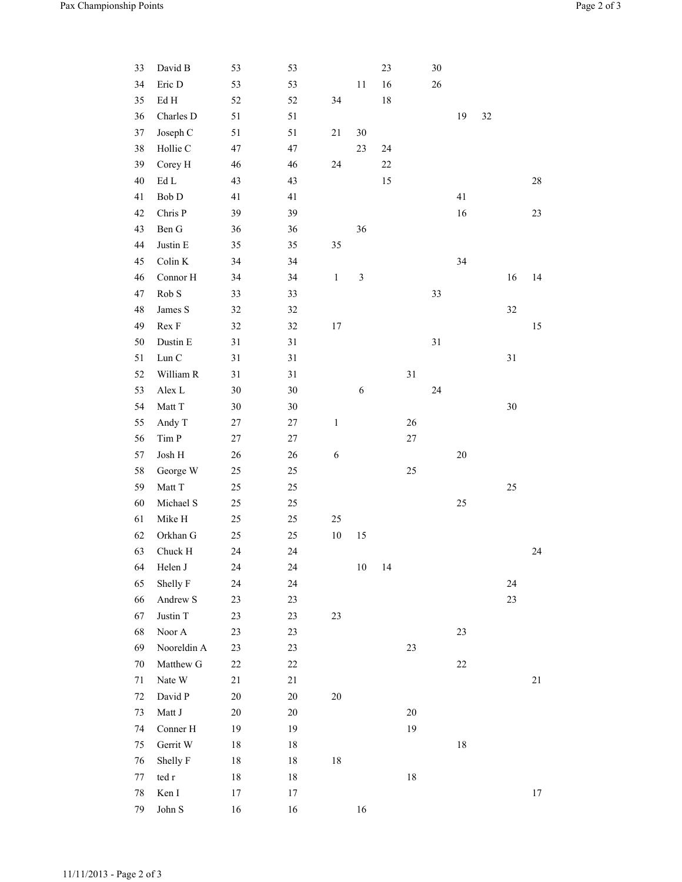| | | | | | | | | | | | | |
|---|---|---|---|---|---|---|---|---|---|---|---|---|
| 33 | David B | 53 | 53 | | | 23 | | 30 | | | | |
| 34 | Eric D | 53 | 53 | | 11 | 16 | | 26 | | | | |
| 35 | Ed H | 52 | 52 | 34 | | 18 | | | | | | |
| 36 | Charles D | 51 | 51 | | | | | | 19 | 32 | | |
| 37 | Joseph C | 51 | 51 | 21 | 30 | | | | | | | |
| 38 | Hollie C | 47 | 47 | | 23 | 24 | | | | | | |
| 39 | Corey H | 46 | 46 | 24 | | 22 | | | | | | |
| 40 | Ed L | 43 | 43 | | | 15 | | | | | | 28 |
| 41 | Bob D | 41 | 41 | | | | | | 41 | | | |
| 42 | Chris P | 39 | 39 | | | | | | 16 | | | 23 |
| 43 | Ben G | 36 | 36 | | 36 | | | | | | | |
| 44 | Justin E | 35 | 35 | 35 | | | | | | | | |
| 45 | Colin K | 34 | 34 | | | | | | 34 | | | |
| 46 | Connor H | 34 | 34 | 1 | 3 | | | | | | 16 | 14 |
| 47 | Rob S | 33 | 33 | | | | | 33 | | | | |
| 48 | James S | 32 | 32 | | | | | | | | 32 | |
| 49 | Rex F | 32 | 32 | 17 | | | | | | | | 15 |
| 50 | Dustin E | 31 | 31 | | | | | 31 | | | | |
| 51 | Lun C | 31 | 31 | | | | | | | | 31 | |
| 52 | William R | 31 | 31 | | | | 31 | | | | | |
| 53 | Alex L | 30 | 30 | | 6 | | | 24 | | | | |
| 54 | Matt T | 30 | 30 | | | | | | | | 30 | |
| 55 | Andy T | 27 | 27 | 1 | | | 26 | | | | | |
| 56 | Tim P | 27 | 27 | | | | 27 | | | | | |
| 57 | Josh H | 26 | 26 | 6 | | | | | 20 | | | |
| 58 | George W | 25 | 25 | | | | 25 | | | | | |
| 59 | Matt T | 25 | 25 | | | | | | | | 25 | |
| 60 | Michael S | 25 | 25 | | | | | | 25 | | | |
| 61 | Mike H | 25 | 25 | 25 | | | | | | | | |
| 62 | Orkhan G | 25 | 25 | 10 | 15 | | | | | | | |
| 63 | Chuck H | 24 | 24 | | | | | | | | | 24 |
| 64 | Helen J | 24 | 24 | | 10 | 14 | | | | | | |
| 65 | Shelly F | 24 | 24 | | | | | | | | 24 | |
| 66 | Andrew S | 23 | 23 | | | | | | | | 23 | |
| 67 | Justin T | 23 | 23 | 23 | | | | | | | | |
| 68 | Noor A | 23 | 23 | | | | | | 23 | | | |
| 69 | Nooreldin A | 23 | 23 | | | | 23 | | | | | |
| 70 | Matthew G | 22 | 22 | | | | | | 22 | | | |
| 71 | Nate W | 21 | 21 | | | | | | | | | 21 |
| 72 | David P | 20 | 20 | 20 | | | | | | | | |
| 73 | Matt J | 20 | 20 | | | | 20 | | | | | |
| 74 | Conner H | 19 | 19 | | | | 19 | | | | | |
| 75 | Gerrit W | 18 | 18 | | | | | | 18 | | | |
| 76 | Shelly F | 18 | 18 | 18 | | | | | | | | |
| 77 | ted r | 18 | 18 | | | | 18 | | | | | |
| 78 | Ken I | 17 | 17 | | | | | | | | | 17 |
| 79 | John S | 16 | 16 | | 16 | | | | | | | |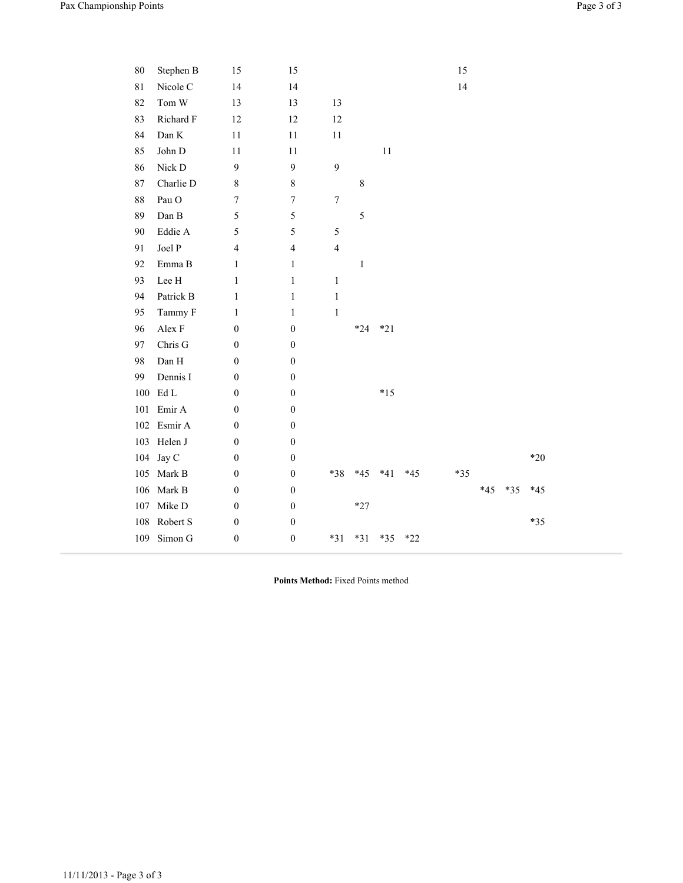| | | | | | | | | | | | | |
|---|---|---|---|---|---|---|---|---|---|---|---|---|
| 80 | Stephen B | 15 | 15 | | | | | | 15 | | | |
| 81 | Nicole C | 14 | 14 | | | | | | 14 | | | |
| 82 | Tom W | 13 | 13 | 13 | | | | | | | | |
| 83 | Richard F | 12 | 12 | 12 | | | | | | | | |
| 84 | Dan K | 11 | 11 | 11 | | | | | | | | |
| 85 | John D | 11 | 11 | | | 11 | | | | | | |
| 86 | Nick D | 9 | 9 | 9 | | | | | | | | |
| 87 | Charlie D | 8 | 8 | | 8 | | | | | | | |
| 88 | Pau O | 7 | 7 | 7 | | | | | | | | |
| 89 | Dan B | 5 | 5 | | 5 | | | | | | | |
| 90 | Eddie A | 5 | 5 | 5 | | | | | | | | |
| 91 | Joel P | 4 | 4 | 4 | | | | | | | | |
| 92 | Emma B | 1 | 1 | | 1 | | | | | | | |
| 93 | Lee H | 1 | 1 | 1 | | | | | | | | |
| 94 | Patrick B | 1 | 1 | 1 | | | | | | | | |
| 95 | Tammy F | 1 | 1 | 1 | | | | | | | | |
| 96 | Alex F | 0 | 0 | | *24 | *21 | | | | | | |
| 97 | Chris G | 0 | 0 | | | | | | | | | |
| 98 | Dan H | 0 | 0 | | | | | | | | | |
| 99 | Dennis I | 0 | 0 | | | | | | | | | |
| 100 | Ed L | 0 | 0 | | | *15 | | | | | | |
| 101 | Emir A | 0 | 0 | | | | | | | | | |
| 102 | Esmir A | 0 | 0 | | | | | | | | | |
| 103 | Helen J | 0 | 0 | | | | | | | | | |
| 104 | Jay C | 0 | 0 | | | | | | | | | *20 |
| 105 | Mark B | 0 | 0 | *38 | *45 | *41 | *45 | | *35 | | | |
| 106 | Mark B | 0 | 0 | | | | | | | *45 | *35 | *45 |
| 107 | Mike D | 0 | 0 | | *27 | | | | | | | |
| 108 | Robert S | 0 | 0 | | | | | | | | | *35 |
| 109 | Simon G | 0 | 0 | *31 | *31 | *35 | *22 | | | | | |

**Points Method:** Fixed Points method